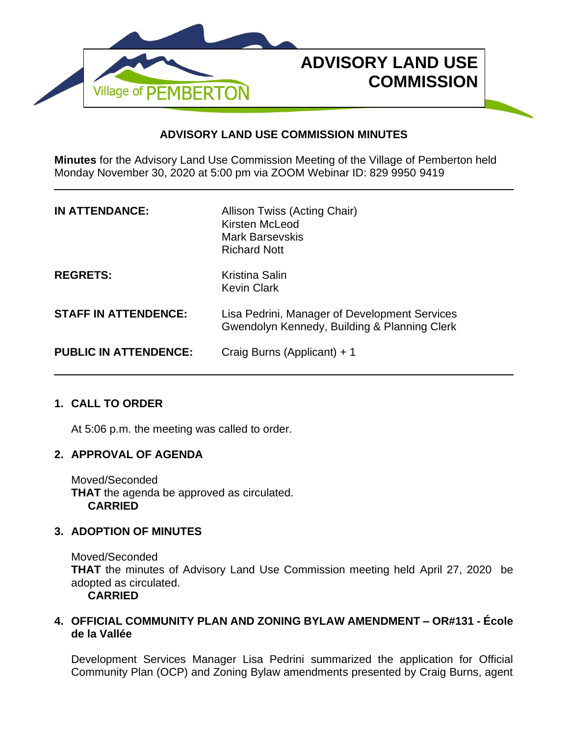# ADVISORY LAND USE COMMISSION

## ADVISORY LAND USE COMMISSION MINUTES

**Minutes** for the Advisory Land Use Commission Meeting of the Village of Pemberton held Monday November 30, 2020 at 5:00 pm via ZOOM Webinar ID: 829 9950 9419

---

| | |
|---|---|
| **IN ATTENDANCE:** | Allison Twiss (Acting Chair)<br>Kirsten McLeod<br>Mark Barsevskis<br>Richard Nott |
| **REGRETS:** | Kristina Salin<br>Kevin Clark |
| **STAFF IN ATTENDENCE:** | Lisa Pedrini, Manager of Development Services<br>Gwendolyn Kennedy, Building & Planning Clerk |
| **PUBLIC IN ATTENDENCE:** | Craig Burns (Applicant) + 1 |

---

### 1. CALL TO ORDER

At 5:06 p.m. the meeting was called to order.

### 2. APPROVAL OF AGENDA

Moved/Seconded
**THAT** the agenda be approved as circulated.
**CARRIED**

### 3. ADOPTION OF MINUTES

Moved/Seconded
**THAT** the minutes of Advisory Land Use Commission meeting held April 27, 2020 be adopted as circulated.
**CARRIED**

### 4. OFFICIAL COMMUNITY PLAN AND ZONING BYLAW AMENDMENT – OR#131 - École de la Vallée

Development Services Manager Lisa Pedrini summarized the application for Official Community Plan (OCP) and Zoning Bylaw amendments presented by Craig Burns, agent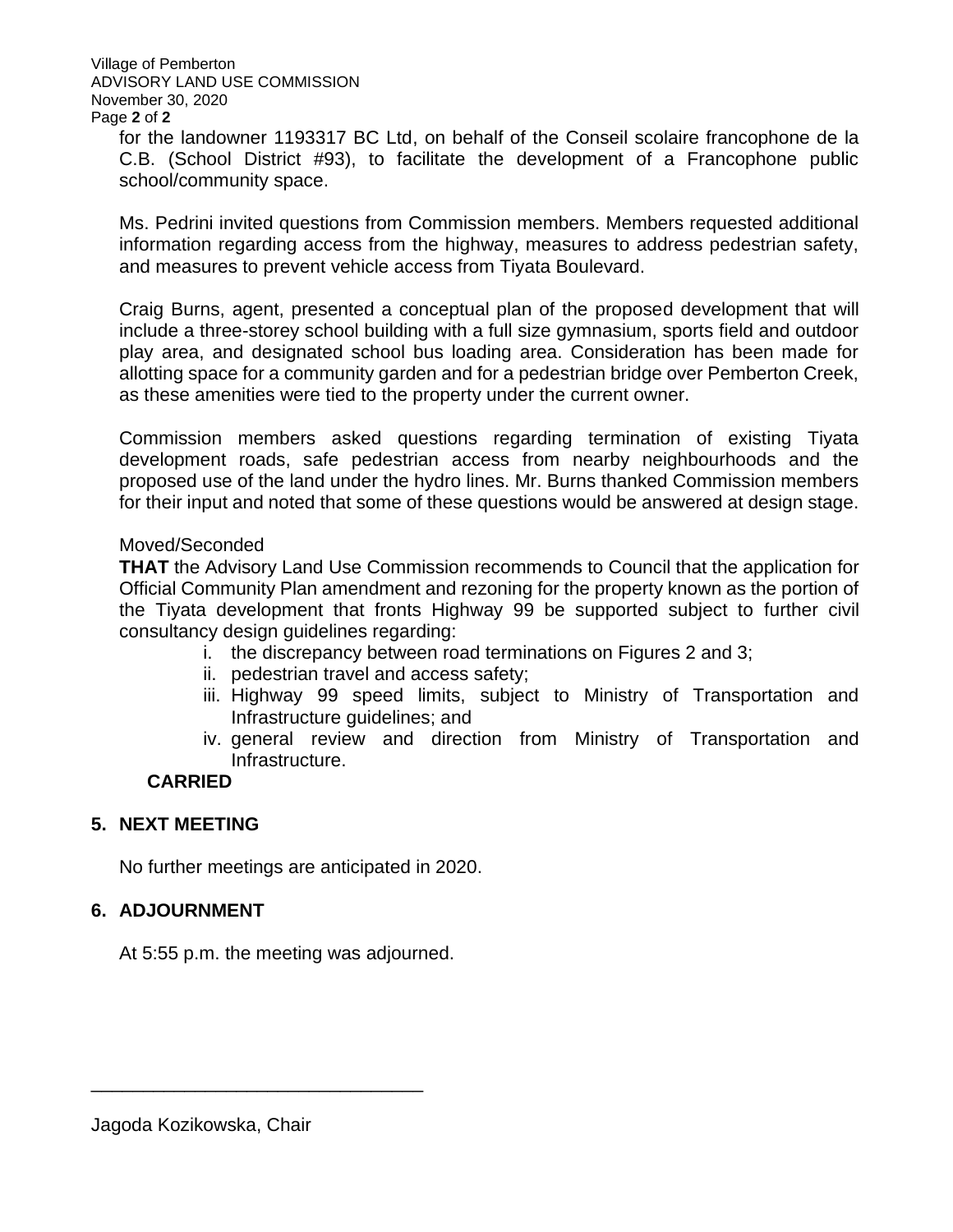for the landowner 1193317 BC Ltd, on behalf of the Conseil scolaire francophone de la C.B. (School District #93), to facilitate the development of a Francophone public school/community space.

Ms. Pedrini invited questions from Commission members. Members requested additional information regarding access from the highway, measures to address pedestrian safety, and measures to prevent vehicle access from Tiyata Boulevard.

Craig Burns, agent, presented a conceptual plan of the proposed development that will include a three-storey school building with a full size gymnasium, sports field and outdoor play area, and designated school bus loading area. Consideration has been made for allotting space for a community garden and for a pedestrian bridge over Pemberton Creek, as these amenities were tied to the property under the current owner.

Commission members asked questions regarding termination of existing Tiyata development roads, safe pedestrian access from nearby neighbourhoods and the proposed use of the land under the hydro lines. Mr. Burns thanked Commission members for their input and noted that some of these questions would be answered at design stage.

Moved/Seconded

**THAT** the Advisory Land Use Commission recommends to Council that the application for Official Community Plan amendment and rezoning for the property known as the portion of the Tiyata development that fronts Highway 99 be supported subject to further civil consultancy design guidelines regarding:

i. the discrepancy between road terminations on Figures 2 and 3;
ii. pedestrian travel and access safety;
iii. Highway 99 speed limits, subject to Ministry of Transportation and Infrastructure guidelines; and
iv. general review and direction from Ministry of Transportation and Infrastructure.

**CARRIED**

## 5. NEXT MEETING

No further meetings are anticipated in 2020.

## 6. ADJOURNMENT

At 5:55 p.m. the meeting was adjourned.

\_\_\_\_\_\_\_\_\_\_\_\_\_\_\_\_\_\_\_\_\_\_\_\_\_\_\_\_\_\_\_\_

Jagoda Kozikowska, Chair